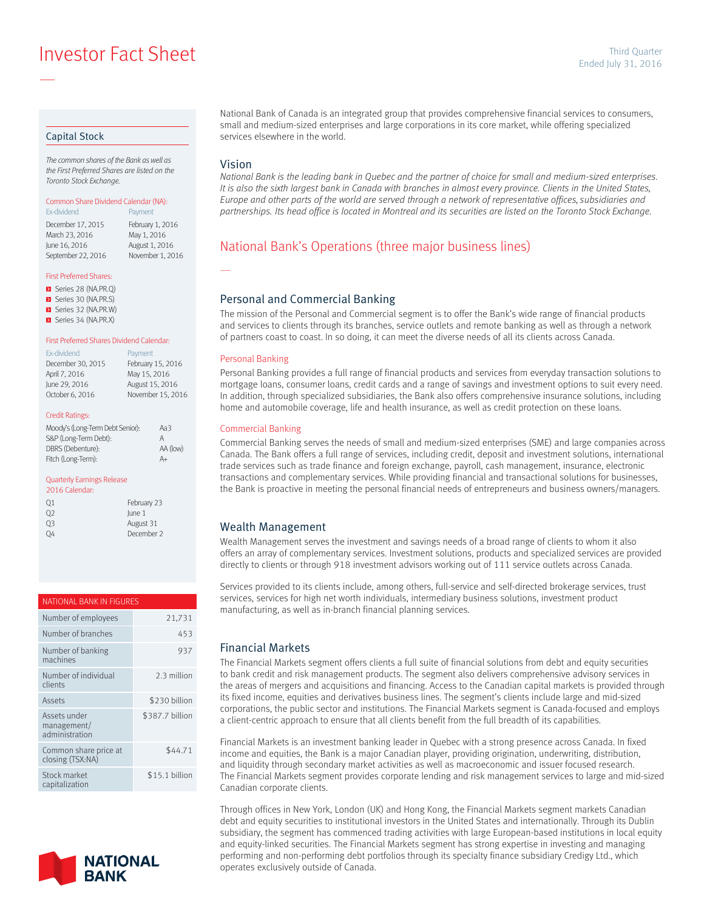# Investor Fact Sheet

Third Quarter
Ended July 31, 2016

## Capital Stock

*The common shares of the Bank as well as the First Preferred Shares are listed on the Toronto Stock Exchange.*

**Common Share Dividend Calendar (NA):**

| Ex-dividend | Payment |
|---|---|
| December 17, 2015 | February 1, 2016 |
| March 23, 2016 | May 1, 2016 |
| June 16, 2016 | August 1, 2016 |
| September 22, 2016 | November 1, 2016 |

**First Preferred Shares:**

- Series 28 (NA.PR.Q)
- Series 30 (NA.PR.S)
- Series 32 (NA.PR.W)
- Series 34 (NA.PR.X)

**First Preferred Shares Dividend Calendar:**

| Ex-dividend | Payment |
|---|---|
| December 30, 2015 | February 15, 2016 |
| April 7, 2016 | May 15, 2016 |
| June 29, 2016 | August 15, 2016 |
| October 6, 2016 | November 15, 2016 |

**Credit Ratings:**

| | |
|---|---|
| Moody's (Long-Term Debt Senior): | Aa3 |
| S&P (Long-Term Debt): | A |
| DBRS (Debenture): | AA (low) |
| Fitch (Long-Term): | A+ |

**Quarterly Earnings Release 2016 Calendar:**

| | |
|---|---|
| Q1 | February 23 |
| Q2 | June 1 |
| Q3 | August 31 |
| Q4 | December 2 |

| NATIONAL BANK IN FIGURES | |
|---|---|
| Number of employees | 21,731 |
| Number of branches | 453 |
| Number of banking machines | 937 |
| Number of individual clients | 2.3 million |
| Assets | $230 billion |
| Assets under management/ administration | $387.7 billion |
| Common share price at closing (TSX:NA) | $44.71 |
| Stock market capitalization | $15.1 billion |

NATIONAL BANK

National Bank of Canada is an integrated group that provides comprehensive financial services to consumers, small and medium-sized enterprises and large corporations in its core market, while offering specialized services elsewhere in the world.

## Vision

*National Bank is the leading bank in Quebec and the partner of choice for small and medium-sized enterprises. It is also the sixth largest bank in Canada with branches in almost every province. Clients in the United States, Europe and other parts of the world are served through a network of representative offices, subsidiaries and partnerships. Its head office is located in Montreal and its securities are listed on the Toronto Stock Exchange.*

## National Bank's Operations (three major business lines)

### Personal and Commercial Banking

The mission of the Personal and Commercial segment is to offer the Bank's wide range of financial products and services to clients through its branches, service outlets and remote banking as well as through a network of partners coast to coast. In so doing, it can meet the diverse needs of all its clients across Canada.

#### Personal Banking

Personal Banking provides a full range of financial products and services from everyday transaction solutions to mortgage loans, consumer loans, credit cards and a range of savings and investment options to suit every need. In addition, through specialized subsidiaries, the Bank also offers comprehensive insurance solutions, including home and automobile coverage, life and health insurance, as well as credit protection on these loans.

#### Commercial Banking

Commercial Banking serves the needs of small and medium-sized enterprises (SME) and large companies across Canada. The Bank offers a full range of services, including credit, deposit and investment solutions, international trade services such as trade finance and foreign exchange, payroll, cash management, insurance, electronic transactions and complementary services. While providing financial and transactional solutions for businesses, the Bank is proactive in meeting the personal financial needs of entrepreneurs and business owners/managers.

### Wealth Management

Wealth Management serves the investment and savings needs of a broad range of clients to whom it also offers an array of complementary services. Investment solutions, products and specialized services are provided directly to clients or through 918 investment advisors working out of 111 service outlets across Canada.

Services provided to its clients include, among others, full-service and self-directed brokerage services, trust services, services for high net worth individuals, intermediary business solutions, investment product manufacturing, as well as in-branch financial planning services.

### Financial Markets

The Financial Markets segment offers clients a full suite of financial solutions from debt and equity securities to bank credit and risk management products. The segment also delivers comprehensive advisory services in the areas of mergers and acquisitions and financing. Access to the Canadian capital markets is provided through its fixed income, equities and derivatives business lines. The segment's clients include large and mid-sized corporations, the public sector and institutions. The Financial Markets segment is Canada-focused and employs a client-centric approach to ensure that all clients benefit from the full breadth of its capabilities.

Financial Markets is an investment banking leader in Quebec with a strong presence across Canada. In fixed income and equities, the Bank is a major Canadian player, providing origination, underwriting, distribution, and liquidity through secondary market activities as well as macroeconomic and issuer focused research. The Financial Markets segment provides corporate lending and risk management services to large and mid-sized Canadian corporate clients.

Through offices in New York, London (UK) and Hong Kong, the Financial Markets segment markets Canadian debt and equity securities to institutional investors in the United States and internationally. Through its Dublin subsidiary, the segment has commenced trading activities with large European-based institutions in local equity and equity-linked securities. The Financial Markets segment has strong expertise in investing and managing performing and non-performing debt portfolios through its specialty finance subsidiary Credigy Ltd., which operates exclusively outside of Canada.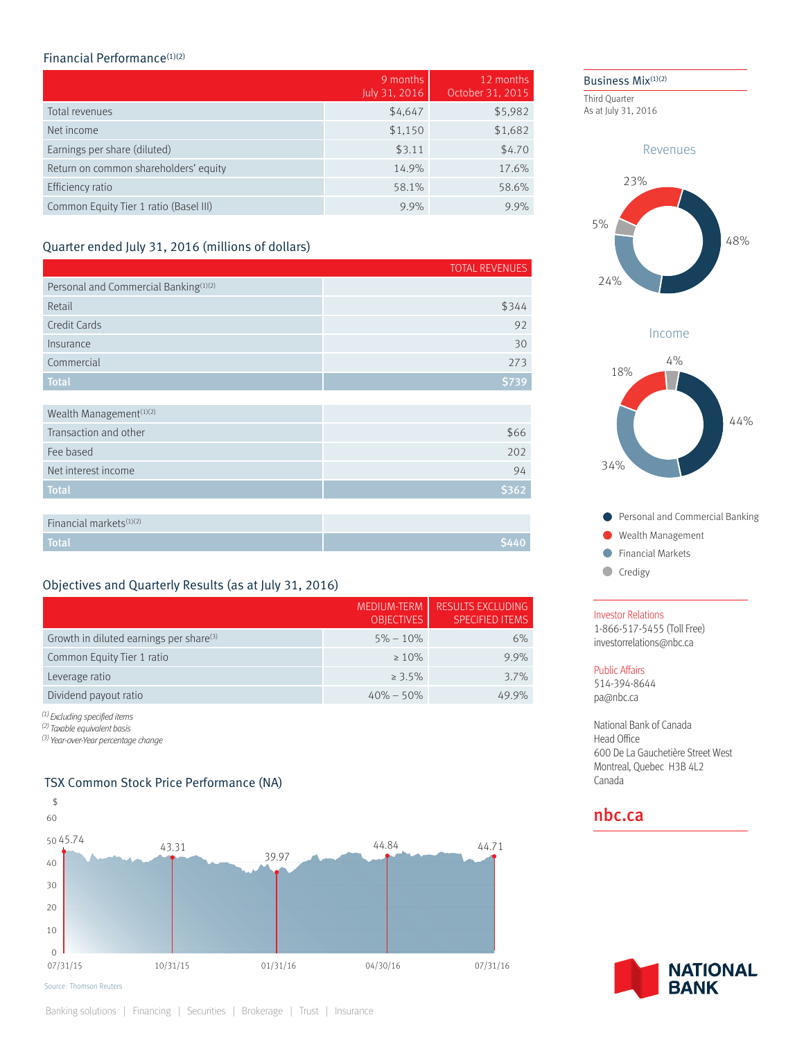## Financial Performance[1][2]

| | 9 months July 31, 2016 | 12 months October 31, 2015 |
|---|---|---|
| Total revenues | $4,647 | $5,982 |
| Net income | $1,150 | $1,682 |
| Earnings per share (diluted) | $3.11 | $4.70 |
| Return on common shareholders' equity | 14.9% | 17.6% |
| Efficiency ratio | 58.1% | 58.6% |
| Common Equity Tier 1 ratio (Basel III) | 9.9% | 9.9% |

## Quarter ended July 31, 2016 (millions of dollars)

| | TOTAL REVENUES |
|---|---|
| **Personal and Commercial Banking[1][2]** | |
| Retail | $344 |
| Credit Cards | 92 |
| Insurance | 30 |
| Commercial | 273 |
| **Total** | **$739** |
| **Wealth Management[1][2]** | |
| Transaction and other | $66 |
| Fee based | 202 |
| Net interest income | 94 |
| **Total** | **$362** |
| **Financial markets[1][2]** | |
| **Total** | **$440** |

## Objectives and Quarterly Results (as at July 31, 2016)

| | MEDIUM-TERM OBJECTIVES | RESULTS EXCLUDING SPECIFIED ITEMS |
|---|---|---|
| Growth in diluted earnings per share[3] | 5% – 10% | 6% |
| Common Equity Tier 1 ratio | ≥ 10% | 9.9% |
| Leverage ratio | ≥ 3.5% | 3.7% |
| Dividend payout ratio | 40% – 50% | 49.9% |

*(1) Excluding specified items*
*(2) Taxable equivalent basis*
*(3) Year-over-Year percentage change*

## TSX Common Stock Price Performance (NA)

$
60
50
40
30
20
10
0
45.74
43.31
39.97
44.84
44.71
07/31/15
10/31/15
01/31/16
04/30/16
07/31/16

Source: Thomson Reuters

## Business Mix[1][2]

Third Quarter
As at July 31, 2016

Revenues

48%
24%
5%
23%

Income

44%
34%
18%
4%

Personal and Commercial Banking
Wealth Management
Financial Markets
Credigy

Investor Relations
1-866-517-5455 (Toll Free)
investorrelations@nbc.ca

Public Affairs
514-394-8644
pa@nbc.ca

National Bank of Canada
Head Office
600 De La Gauchetière Street West
Montreal, Quebec H3B 4L2
Canada

**nbc.ca**

NATIONAL BANK

Banking solutions | Financing | Securities | Brokerage | Trust | Insurance